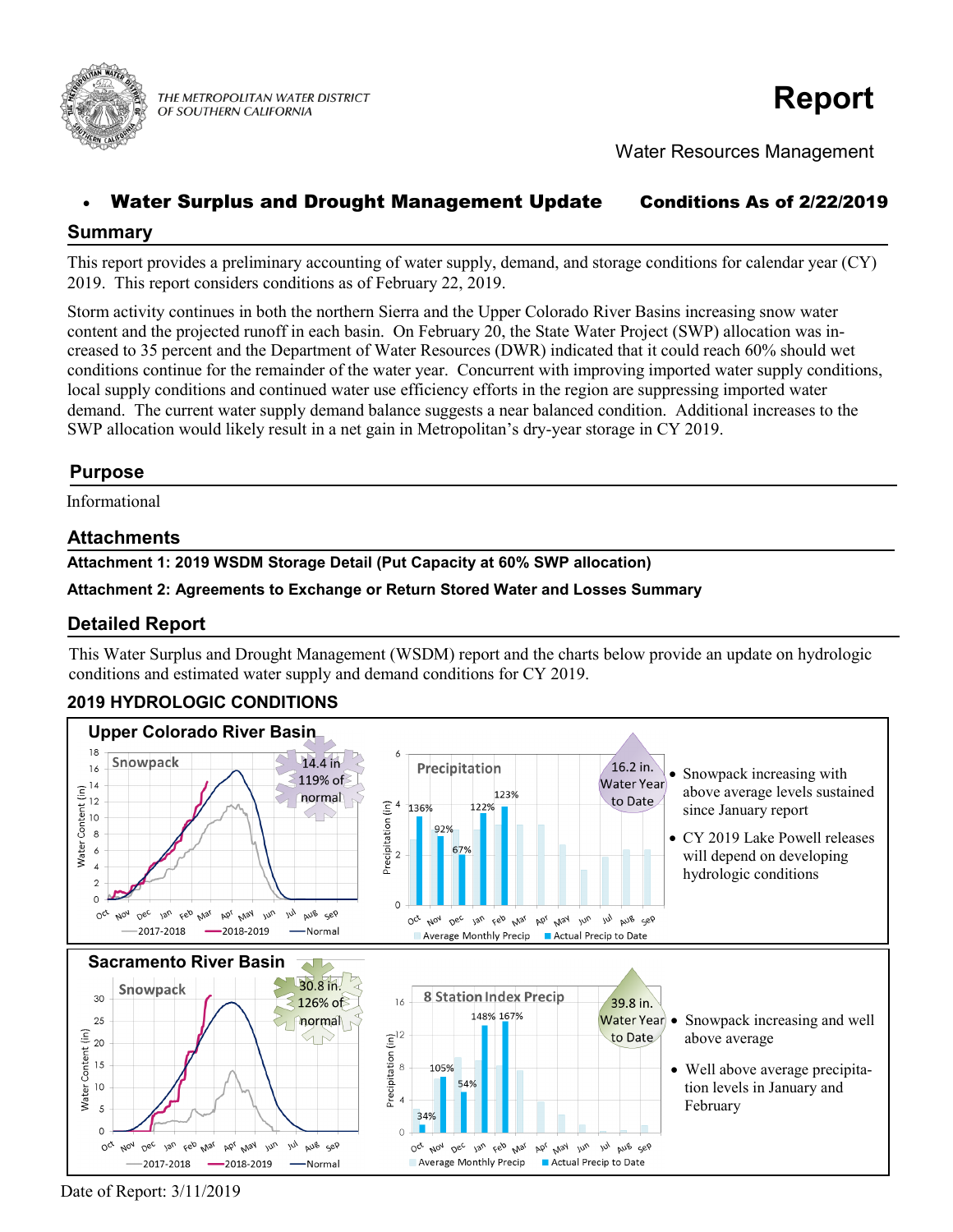THE METROPOLITAN WATER DISTRICT OF SOUTHERN CALIFORNIA

# Report

Water Resources Management

- **Water Surplus and Drought Management Update** **Conditions As of 2/22/2019**

## Summary

This report provides a preliminary accounting of water supply, demand, and storage conditions for calendar year (CY) 2019. This report considers conditions as of February 22, 2019.

Storm activity continues in both the northern Sierra and the Upper Colorado River Basins increasing snow water content and the projected runoff in each basin. On February 20, the State Water Project (SWP) allocation was increased to 35 percent and the Department of Water Resources (DWR) indicated that it could reach 60% should wet conditions continue for the remainder of the water year. Concurrent with improving imported water supply conditions, local supply conditions and continued water use efficiency efforts in the region are suppressing imported water demand. The current water supply demand balance suggests a near balanced condition. Additional increases to the SWP allocation would likely result in a net gain in Metropolitan's dry-year storage in CY 2019.

## Purpose

Informational

## Attachments

**Attachment 1: 2019 WSDM Storage Detail (Put Capacity at 60% SWP allocation)**

**Attachment 2: Agreements to Exchange or Return Stored Water and Losses Summary**

## Detailed Report

This Water Surplus and Drought Management (WSDM) report and the charts below provide an update on hydrologic conditions and estimated water supply and demand conditions for CY 2019.

### 2019 HYDROLOGIC CONDITIONS

**Upper Colorado River Basin**

Snowpack: 14.4 in 119% of normal

Precipitation: 16.2 in. Water Year to Date

- Snowpack increasing with above average levels sustained since January report
- CY 2019 Lake Powell releases will depend on developing hydrologic conditions

**Sacramento River Basin**

Snowpack: 30.8 in. 126% of normal

8 Station Index Precip: 39.8 in. Water Year to Date

- Snowpack increasing and well above average
- Well above average precipitation levels in January and February

Date of Report: 3/11/2019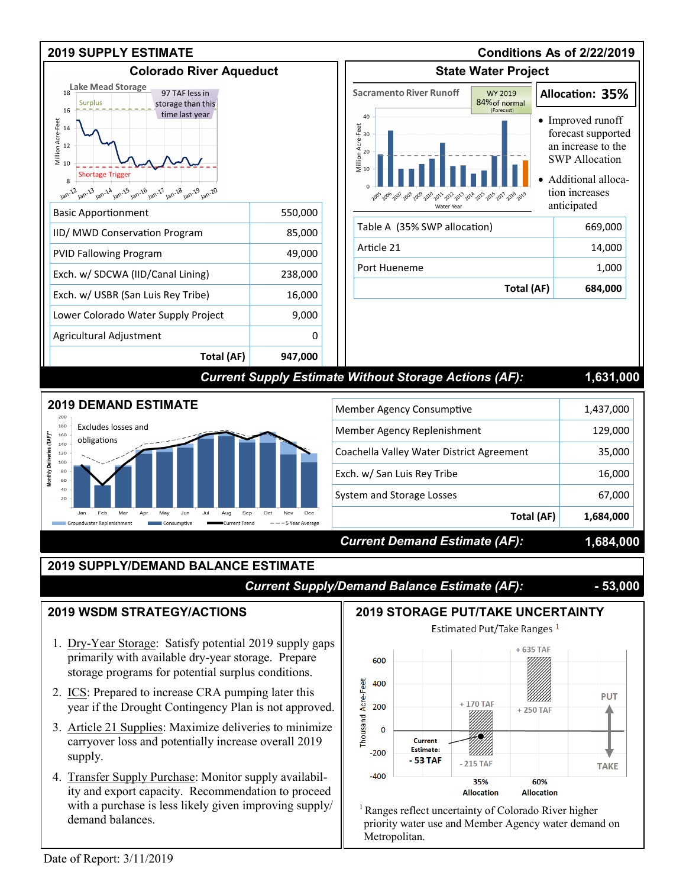## 2019 SUPPLY ESTIMATE

**Conditions As of 2/22/2019**

### Colorado River Aqueduct

Lake Mead Storage — 97 TAF less in storage than this time last year

| | |
|---|---|
| Basic Apportionment | 550,000 |
| IID/ MWD Conservation Program | 85,000 |
| PVID Fallowing Program | 49,000 |
| Exch. w/ SDCWA (IID/Canal Lining) | 238,000 |
| Exch. w/ USBR (San Luis Rey Tribe) | 16,000 |
| Lower Colorado Water Supply Project | 9,000 |
| Agricultural Adjustment | 0 |
| **Total (AF)** | **947,000** |

### State Water Project

Sacramento River Runoff — WY 2019 84% of normal (Forecast)

**Allocation: 35%**

- Improved runoff forecast supported an increase to the SWP Allocation
- Additional allocation increases anticipated

| | |
|---|---|
| Table A (35% SWP allocation) | 669,000 |
| Article 21 | 14,000 |
| Port Hueneme | 1,000 |
| **Total (AF)** | **684,000** |

***Current Supply Estimate Without Storage Actions (AF): 1,631,000***

## 2019 DEMAND ESTIMATE

Excludes losses and obligations

| | |
|---|---|
| Member Agency Consumptive | 1,437,000 |
| Member Agency Replenishment | 129,000 |
| Coachella Valley Water District Agreement | 35,000 |
| Exch. w/ San Luis Rey Tribe | 16,000 |
| System and Storage Losses | 67,000 |
| **Total (AF)** | **1,684,000** |

***Current Demand Estimate (AF): 1,684,000***

## 2019 SUPPLY/DEMAND BALANCE ESTIMATE

***Current Supply/Demand Balance Estimate (AF): - 53,000***

## 2019 WSDM STRATEGY/ACTIONS

1. Dry-Year Storage: Satisfy potential 2019 supply gaps primarily with available dry-year storage. Prepare storage programs for potential surplus conditions.
2. ICS: Prepared to increase CRA pumping later this year if the Drought Contingency Plan is not approved.
3. Article 21 Supplies: Maximize deliveries to minimize carryover loss and potentially increase overall 2019 supply.
4. Transfer Supply Purchase: Monitor supply availability and export capacity. Recommendation to proceed with a purchase is less likely given improving supply/demand balances.

## 2019 STORAGE PUT/TAKE UNCERTAINTY

Estimated Put/Take Ranges [1]

- 35% Allocation: + 170 TAF to - 215 TAF (Current Estimate: - 53 TAF)
- 60% Allocation: + 250 TAF to + 635 TAF

[1] Ranges reflect uncertainty of Colorado River higher priority water use and Member Agency water demand on Metropolitan.

Date of Report: 3/11/2019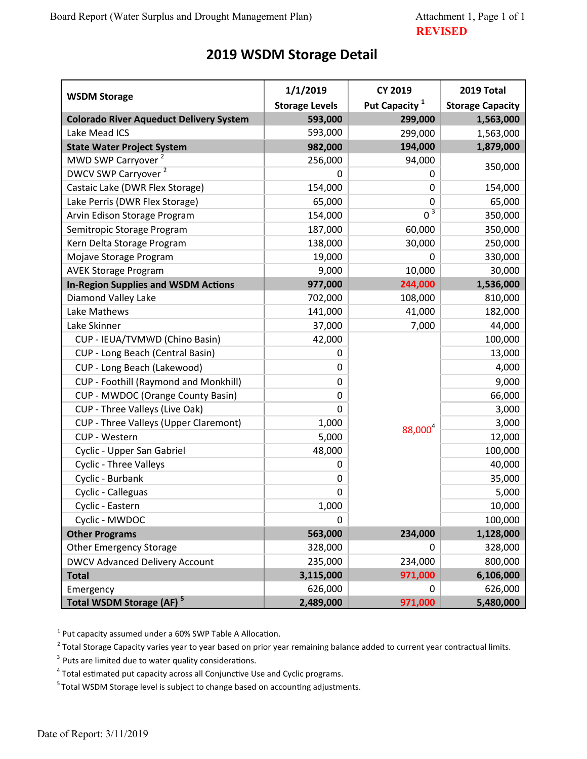Board Report (Water Surplus and Drought Management Plan)

Attachment 1, Page 1 of 1
**REVISED**

# 2019 WSDM Storage Detail

| WSDM Storage | 1/1/2019 Storage Levels | CY 2019 Put Capacity [1] | 2019 Total Storage Capacity |
|---|---|---|---|
| **Colorado River Aqueduct Delivery System** | **593,000** | **299,000** | **1,563,000** |
| Lake Mead ICS | 593,000 | 299,000 | 1,563,000 |
| **State Water Project System** | **982,000** | **194,000** | **1,879,000** |
| MWD SWP Carryover [2] | 256,000 | 94,000 | 350,000 |
| DWCV SWP Carryover [2] | 0 | 0 | |
| Castaic Lake (DWR Flex Storage) | 154,000 | 0 | 154,000 |
| Lake Perris (DWR Flex Storage) | 65,000 | 0 | 65,000 |
| Arvin Edison Storage Program | 154,000 | 0 [3] | 350,000 |
| Semitropic Storage Program | 187,000 | 60,000 | 350,000 |
| Kern Delta Storage Program | 138,000 | 30,000 | 250,000 |
| Mojave Storage Program | 19,000 | 0 | 330,000 |
| AVEK Storage Program | 9,000 | 10,000 | 30,000 |
| **In-Region Supplies and WSDM Actions** | **977,000** | **244,000** | **1,536,000** |
| Diamond Valley Lake | 702,000 | 108,000 | 810,000 |
| Lake Mathews | 141,000 | 41,000 | 182,000 |
| Lake Skinner | 37,000 | 7,000 | 44,000 |
| CUP - IEUA/TVMWD (Chino Basin) | 42,000 | 88,000 [4] | 100,000 |
| CUP - Long Beach (Central Basin) | 0 | | 13,000 |
| CUP - Long Beach (Lakewood) | 0 | | 4,000 |
| CUP - Foothill (Raymond and Monkhill) | 0 | | 9,000 |
| CUP - MWDOC (Orange County Basin) | 0 | | 66,000 |
| CUP - Three Valleys (Live Oak) | 0 | | 3,000 |
| CUP - Three Valleys (Upper Claremont) | 1,000 | | 3,000 |
| CUP - Western | 5,000 | | 12,000 |
| Cyclic - Upper San Gabriel | 48,000 | | 100,000 |
| Cyclic - Three Valleys | 0 | | 40,000 |
| Cyclic - Burbank | 0 | | 35,000 |
| Cyclic - Calleguas | 0 | | 5,000 |
| Cyclic - Eastern | 1,000 | | 10,000 |
| Cyclic - MWDOC | 0 | | 100,000 |
| **Other Programs** | **563,000** | **234,000** | **1,128,000** |
| Other Emergency Storage | 328,000 | 0 | 328,000 |
| DWCV Advanced Delivery Account | 235,000 | 234,000 | 800,000 |
| **Total** | **3,115,000** | **971,000** | **6,106,000** |
| Emergency | 626,000 | 0 | 626,000 |
| **Total WSDM Storage (AF) [5]** | **2,489,000** | **971,000** | **5,480,000** |

[1] Put capacity assumed under a 60% SWP Table A Allocation.

[2] Total Storage Capacity varies year to year based on prior year remaining balance added to current year contractual limits.

[3] Puts are limited due to water quality considerations.

[4] Total estimated put capacity across all Conjunctive Use and Cyclic programs.

[5] Total WSDM Storage level is subject to change based on accounting adjustments.

Date of Report: 3/11/2019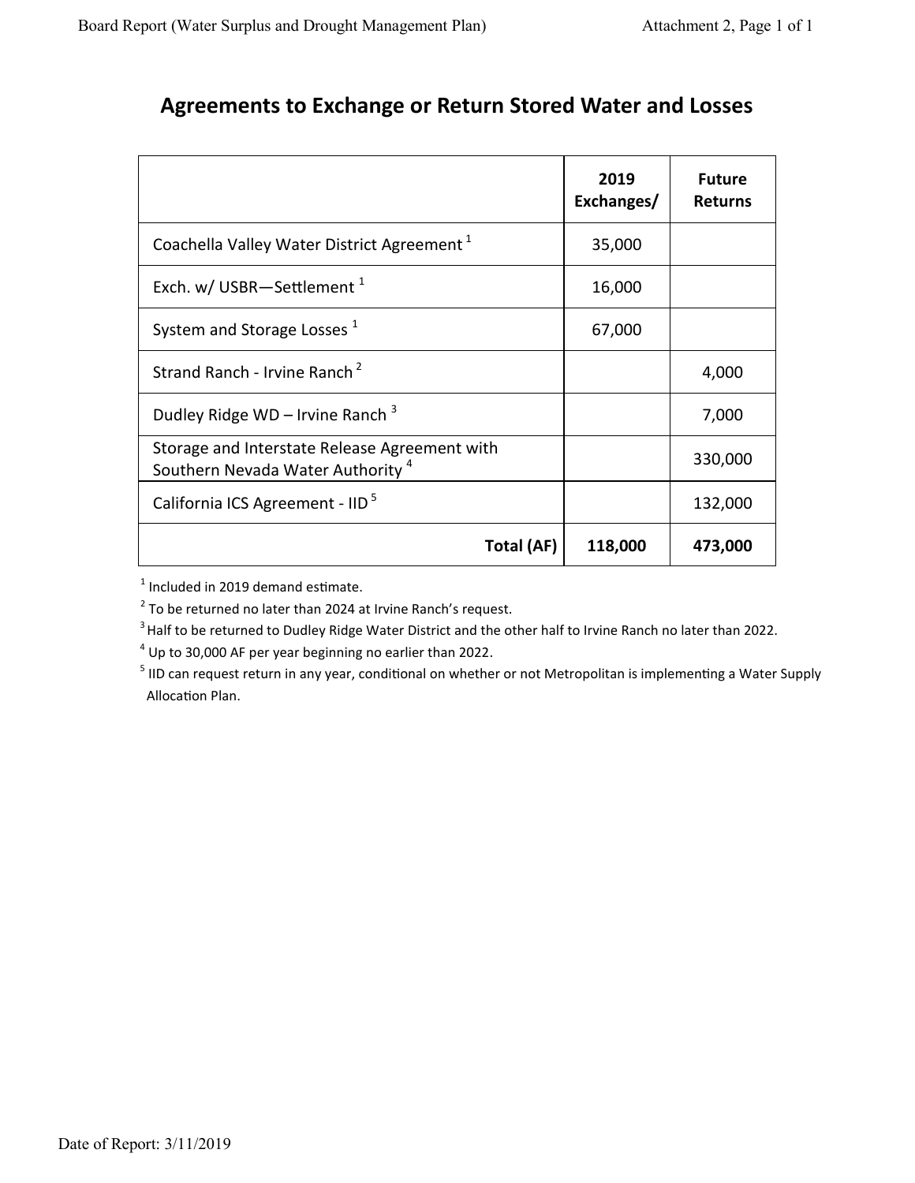# Agreements to Exchange or Return Stored Water and Losses

| | 2019 Exchanges/ | Future Returns |
|---|---|---|
| Coachella Valley Water District Agreement [1] | 35,000 | |
| Exch. w/ USBR—Settlement [1] | 16,000 | |
| System and Storage Losses [1] | 67,000 | |
| Strand Ranch - Irvine Ranch [2] | | 4,000 |
| Dudley Ridge WD – Irvine Ranch [3] | | 7,000 |
| Storage and Interstate Release Agreement with Southern Nevada Water Authority [4] | | 330,000 |
| California ICS Agreement - IID [5] | | 132,000 |
| **Total (AF)** | **118,000** | **473,000** |

[1] Included in 2019 demand estimate.

[2] To be returned no later than 2024 at Irvine Ranch's request.

[3] Half to be returned to Dudley Ridge Water District and the other half to Irvine Ranch no later than 2022.

[4] Up to 30,000 AF per year beginning no earlier than 2022.

[5] IID can request return in any year, conditional on whether or not Metropolitan is implementing a Water Supply Allocation Plan.